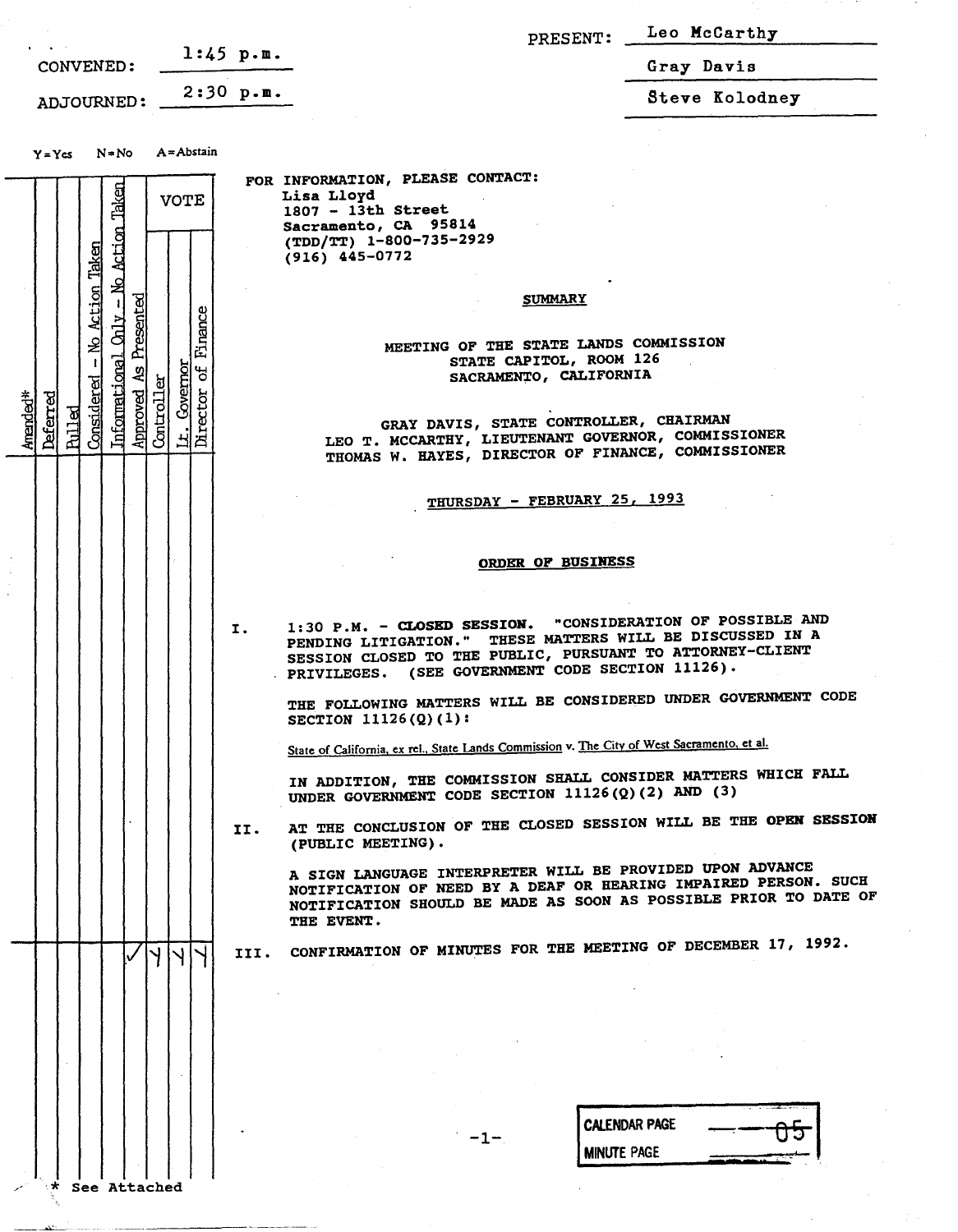CONVENED: 1:45 p.m.

ADJOURNED: 2:30 p.m.

PRESENT: Leo McCarthy

Gray Davis

Steve Kolodney

Y=Yes N=No A=Abstain

| Amended* | Deferred | Pulled | Considered - No Action Taken | Informational Only - No Action Taken | Approved As Presented | VOTE: Controller | VOTE: Lt. Governor | VOTE: Director of Finance | Item |
|---|---|---|---|---|---|---|---|---|---|
| | | | | | ✓ | Y | Y | Y | III. Confirmation of Minutes for the Meeting of December 17, 1992. |

\* See Attached

FOR INFORMATION, PLEASE CONTACT:
Lisa Lloyd
1807 - 13th Street
Sacramento, CA 95814
(TDD/TT) 1-800-735-2929
(916) 445-0772

## SUMMARY

### MEETING OF THE STATE LANDS COMMISSION
### STATE CAPITOL, ROOM 126
### SACRAMENTO, CALIFORNIA

GRAY DAVIS, STATE CONTROLLER, CHAIRMAN
LEO T. MCCARTHY, LIEUTENANT GOVERNOR, COMMISSIONER
THOMAS W. HAYES, DIRECTOR OF FINANCE, COMMISSIONER

**THURSDAY - FEBRUARY 25, 1993**

## ORDER OF BUSINESS

I. 1:30 P.M. - **CLOSED SESSION.** "CONSIDERATION OF POSSIBLE AND PENDING LITIGATION." THESE MATTERS WILL BE DISCUSSED IN A SESSION CLOSED TO THE PUBLIC, PURSUANT TO ATTORNEY-CLIENT PRIVILEGES. (SEE GOVERNMENT CODE SECTION 11126).

THE FOLLOWING MATTERS WILL BE CONSIDERED UNDER GOVERNMENT CODE SECTION 11126(Q)(1):

State of California, ex rel., State Lands Commission v. The City of West Sacramento, et al.

IN ADDITION, THE COMMISSION SHALL CONSIDER MATTERS WHICH FALL UNDER GOVERNMENT CODE SECTION 11126(Q)(2) AND (3)

II. AT THE CONCLUSION OF THE CLOSED SESSION WILL BE THE **OPEN SESSION** (PUBLIC MEETING).

A SIGN LANGUAGE INTERPRETER WILL BE PROVIDED UPON ADVANCE NOTIFICATION OF NEED BY A DEAF OR HEARING IMPAIRED PERSON. SUCH NOTIFICATION SHOULD BE MADE AS SOON AS POSSIBLE PRIOR TO DATE OF THE EVENT.

III. CONFIRMATION OF MINUTES FOR THE MEETING OF DECEMBER 17, 1992.

CALENDAR PAGE 05
MINUTE PAGE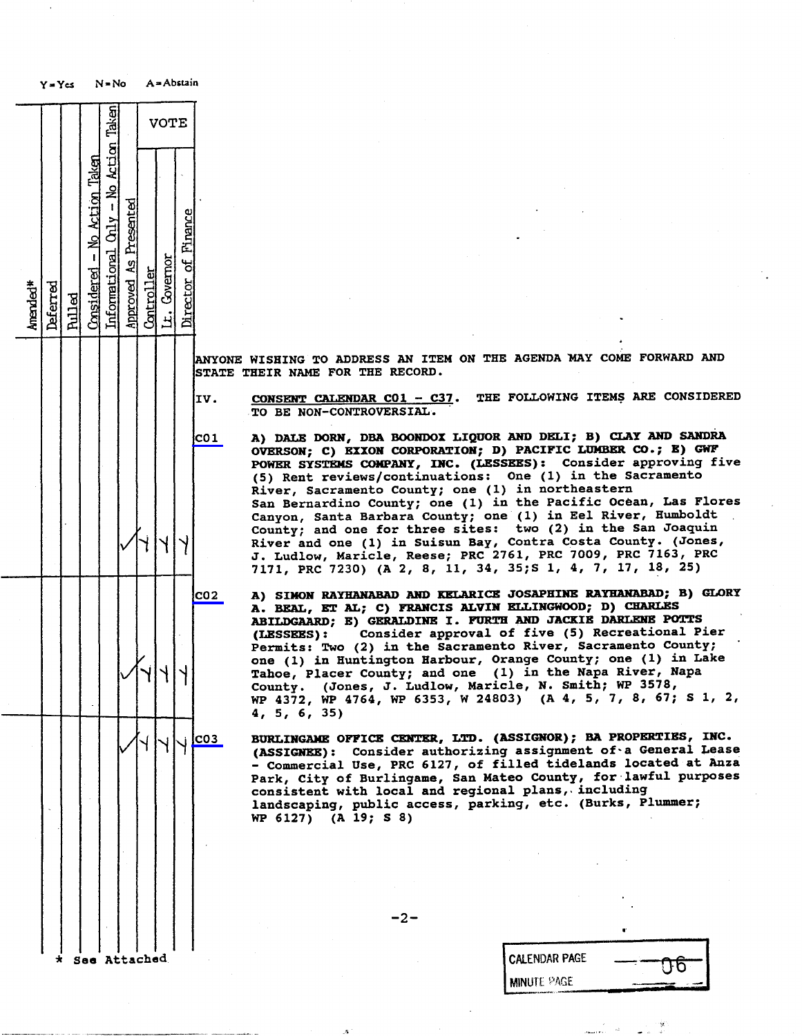Y = Yes N = No A = Abstain

| Amended* | Deferred | Pulled | Considered - No Action Taken | Informational Only - No Action Taken | Approved As Presented | VOTE: Controller | VOTE: Lt. Governor | VOTE: Director of Finance | Item |
|---|---|---|---|---|---|---|---|---|---|
| | | | | | | | | | ANYONE WISHING TO ADDRESS AN ITEM ON THE AGENDA MAY COME FORWARD AND STATE THEIR NAME FOR THE RECORD. |
| | | | | | | | | | IV. CONSENT CALENDAR C01 - C37. THE FOLLOWING ITEMS ARE CONSIDERED TO BE NON-CONTROVERSIAL. |
| | | | | | ✓ | Y | Y | Y | C01 **A) DALE DORN, DBA BOONDOX LIQUOR AND DELI; B) CLAY AND SANDRA OVERSON; C) EXXON CORPORATION; D) PACIFIC LUMBER CO.; E) GWF POWER SYSTEMS COMPANY, INC. (LESSEES):** Consider approving five (5) Rent reviews/continuations: One (1) in the Sacramento River, Sacramento County; one (1) in northeastern San Bernardino County; one (1) in the Pacific Ocean, Las Flores Canyon, Santa Barbara County; one (1) in Eel River, Humboldt County; and one for three sites: two (2) in the San Joaquin River and one (1) in Suisun Bay, Contra Costa County. (Jones, J. Ludlow, Maricle, Reese; PRC 2761, PRC 7009, PRC 7163, PRC 7171, PRC 7230) (A 2, 8, 11, 34, 35;S 1, 4, 7, 17, 18, 25) |
| | | | | | ✓ | Y | Y | Y | C02 **A) SIMON RAYHANABAD AND KELARICE JOSAPHINE RAYHANABAD; B) GLORY A. BEAL, ET AL; C) FRANCIS ALVIN ELLINGWOOD; D) CHARLES ABILDGAARD; E) GERALDINE I. FURTH AND JACKIE DARLENE POTTS (LESSEES):** Consider approval of five (5) Recreational Pier Permits: Two (2) in the Sacramento River, Sacramento County; one (1) in Huntington Harbour, Orange County; one (1) in Lake Tahoe, Placer County; and one (1) in the Napa River, Napa County. (Jones, J. Ludlow, Maricle, N. Smith; WP 3578, WP 4372, WP 4764, WP 6353, W 24803) (A 4, 5, 7, 8, 67; S 1, 2, 4, 5, 6, 35) |
| | | | | | ✓ | Y | Y | Y | C03 **BURLINGAME OFFICE CENTER, LTD. (ASSIGNOR); BA PROPERTIES, INC. (ASSIGNEE):** Consider authorizing assignment of a General Lease - Commercial Use, PRC 6127, of filled tidelands located at Anza Park, City of Burlingame, San Mateo County, for lawful purposes consistent with local and regional plans, including landscaping, public access, parking, etc. (Burks, Plummer; WP 6127) (A 19; S 8) |

\* See Attached

CALENDAR PAGE 06

MINUTE PAGE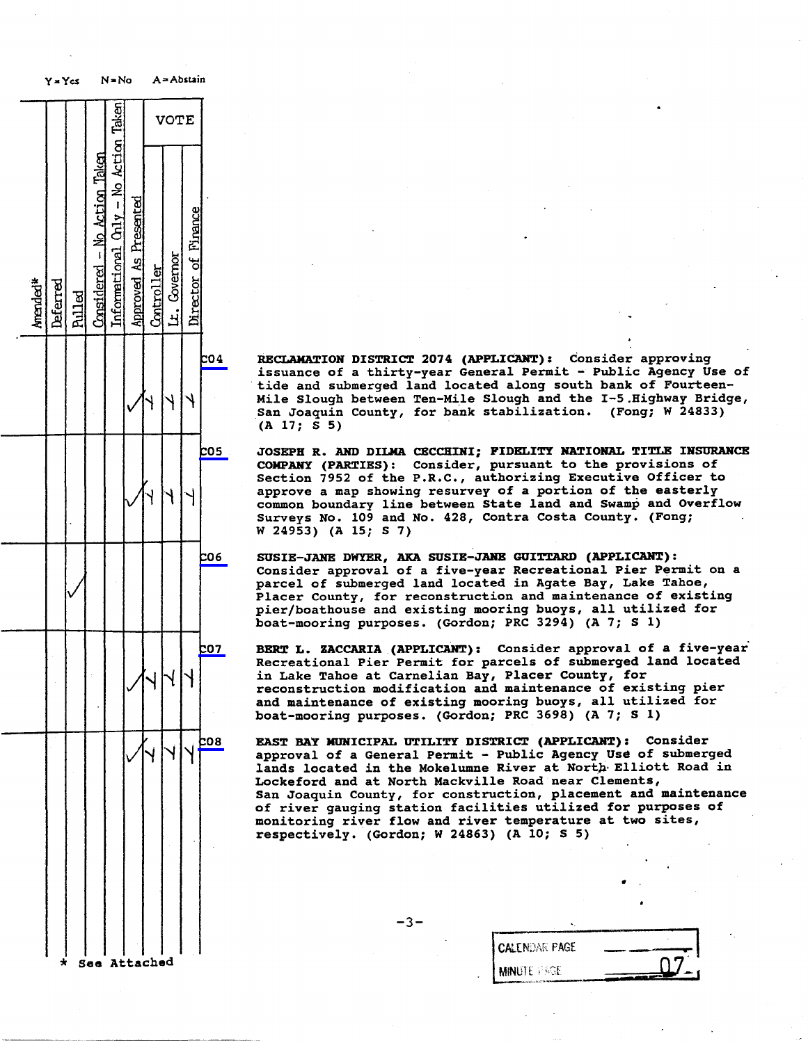Y = Yes N = No A = Abstain

| Amended* | Deferred | Pulled | Considered – No Action Taken | Informational Only – No Action Taken | Approved As Presented | VOTE | | | Item | Description |
|---|---|---|---|---|---|---|---|---|---|---|
| | | | | | | Controller | Lt. Governor | Director of Finance | | |
| | | | | | ✓ | Y | Y | Y | C04 | **RECLAMATION DISTRICT 2074 (APPLICANT):** Consider approving issuance of a thirty-year General Permit - Public Agency Use of tide and submerged land located along south bank of Fourteen-Mile Slough between Ten-Mile Slough and the I-5 Highway Bridge, San Joaquin County, for bank stabilization. (Fong; W 24833) (A 17; S 5) |
| | | | | | ✓ | Y | Y | Y | C05 | **JOSEPH R. AND DILMA CECCHINI; FIDELITY NATIONAL TITLE INSURANCE COMPANY (PARTIES):** Consider, pursuant to the provisions of Section 7952 of the P.R.C., authorizing Executive Officer to approve a map showing resurvey of a portion of the easterly common boundary line between State land and Swamp and Overflow Surveys No. 109 and No. 428, Contra Costa County. (Fong; W 24953) (A 15; S 7) |
| | | ✓ | | | | | | | C06 | **SUSIE-JANE DWYER, AKA SUSIE-JANE GUITTARD (APPLICANT):** Consider approval of a five-year Recreational Pier Permit on a parcel of submerged land located in Agate Bay, Lake Tahoe, Placer County, for reconstruction and maintenance of existing pier/boathouse and existing mooring buoys, all utilized for boat-mooring purposes. (Gordon; PRC 3294) (A 7; S 1) |
| | | | | | ✓ | Y | Y | Y | C07 | **BERT L. ZACCARIA (APPLICANT):** Consider approval of a five-year Recreational Pier Permit for parcels of submerged land located in Lake Tahoe at Carnelian Bay, Placer County, for reconstruction modification and maintenance of existing pier and maintenance of existing mooring buoys, all utilized for boat-mooring purposes. (Gordon; PRC 3698) (A 7; S 1) |
| | | | | | ✓ | Y | Y | Y | C08 | **EAST BAY MUNICIPAL UTILITY DISTRICT (APPLICANT):** Consider approval of a General Permit - Public Agency Use of submerged lands located in the Mokelumne River at North Elliott Road in Lockeford and at North Mackville Road near Clements, San Joaquin County, for construction, placement and maintenance of river gauging station facilities utilized for purposes of monitoring river flow and river temperature at two sites, respectively. (Gordon; W 24863) (A 10; S 5) |

\* See Attached

CALENDAR PAGE ______
MINUTE PAGE 07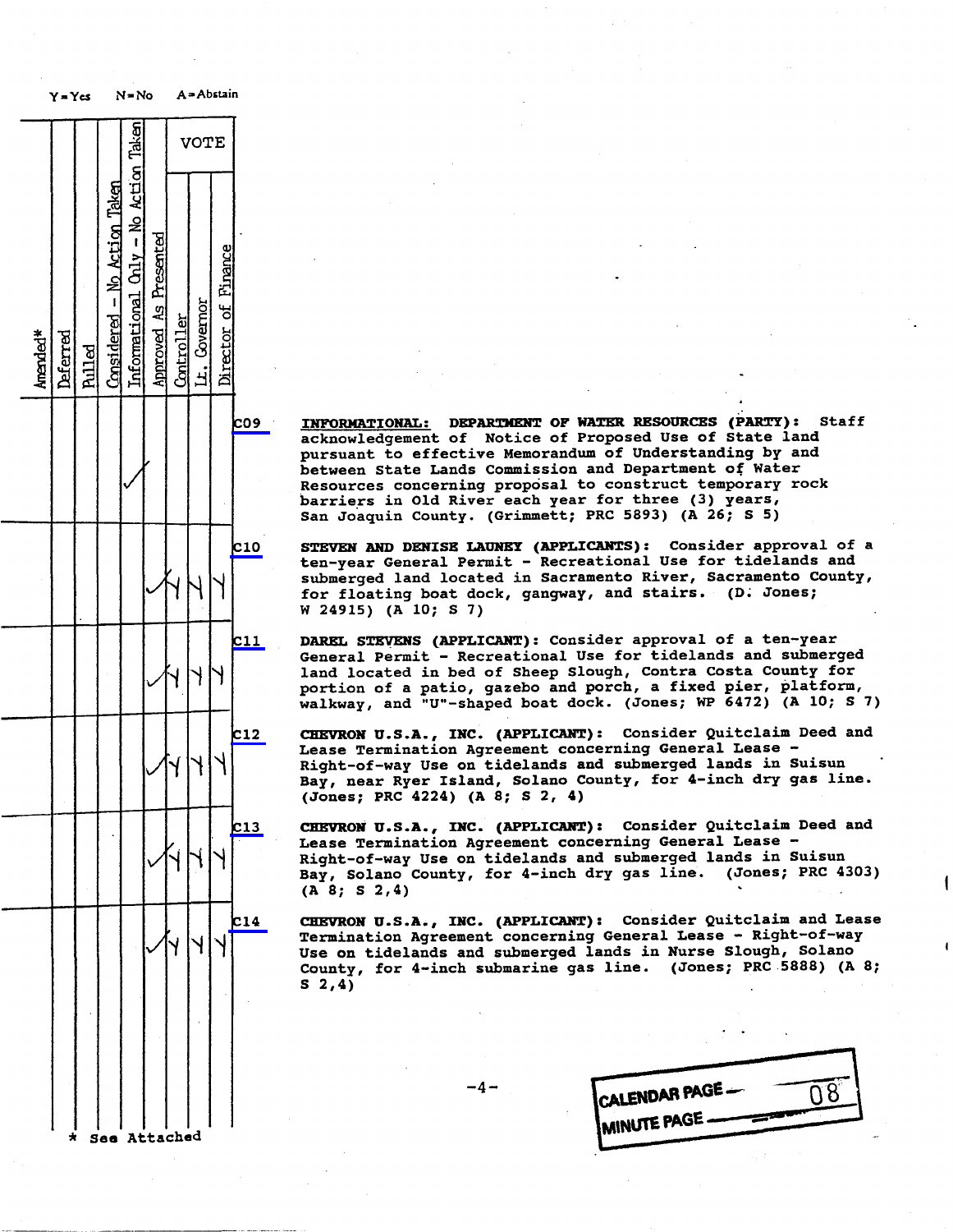Y = Yes  N = No  A = Abstain

| Amended* | Deferred | Pulled | Considered - No Action Taken | Informational Only - No Action Taken | Approved As Presented | VOTE: Controller | VOTE: Lt. Governor | VOTE: Director of Finance | Item | Description |
|---|---|---|---|---|---|---|---|---|---|---|
| | | | | ✓ | | | | | C09 | **INFORMATIONAL: DEPARTMENT OF WATER RESOURCES (PARTY):** Staff acknowledgement of Notice of Proposed Use of State land pursuant to effective Memorandum of Understanding by and between State Lands Commission and Department of Water Resources concerning proposal to construct temporary rock barriers in Old River each year for three (3) years, San Joaquin County. (Grimmett; PRC 5893) (A 26; S 5) |
| | | | | | ✓ | Y | Y | Y | C10 | **STEVEN AND DENISE LAUNEY (APPLICANTS):** Consider approval of a ten-year General Permit - Recreational Use for tidelands and submerged land located in Sacramento River, Sacramento County, for floating boat dock, gangway, and stairs. (D. Jones; W 24915) (A 10; S 7) |
| | | | | | ✓ | Y | Y | Y | C11 | **DAREL STEVENS (APPLICANT):** Consider approval of a ten-year General Permit - Recreational Use for tidelands and submerged land located in bed of Sheep Slough, Contra Costa County for portion of a patio, gazebo and porch, a fixed pier, platform, walkway, and "U"-shaped boat dock. (Jones; WP 6472) (A 10; S 7) |
| | | | | | ✓ | Y | Y | Y | C12 | **CHEVRON U.S.A., INC. (APPLICANT):** Consider Quitclaim Deed and Lease Termination Agreement concerning General Lease - Right-of-way Use on tidelands and submerged lands in Suisun Bay, near Ryer Island, Solano County, for 4-inch dry gas line. (Jones; PRC 4224) (A 8; S 2, 4) |
| | | | | | ✓ | Y | Y | Y | C13 | **CHEVRON U.S.A., INC. (APPLICANT):** Consider Quitclaim Deed and Lease Termination Agreement concerning General Lease - Right-of-way Use on tidelands and submerged lands in Suisun Bay, Solano County, for 4-inch dry gas line. (Jones; PRC 4303) (A 8; S 2,4) |
| | | | | | ✓ | Y | Y | Y | C14 | **CHEVRON U.S.A., INC. (APPLICANT):** Consider Quitclaim and Lease Termination Agreement concerning General Lease - Right-of-way Use on tidelands and submerged lands in Nurse Slough, Solano County, for 4-inch submarine gas line. (Jones; PRC 5888) (A 8; S 2,4) |

\* See Attached

CALENDAR PAGE 08
MINUTE PAGE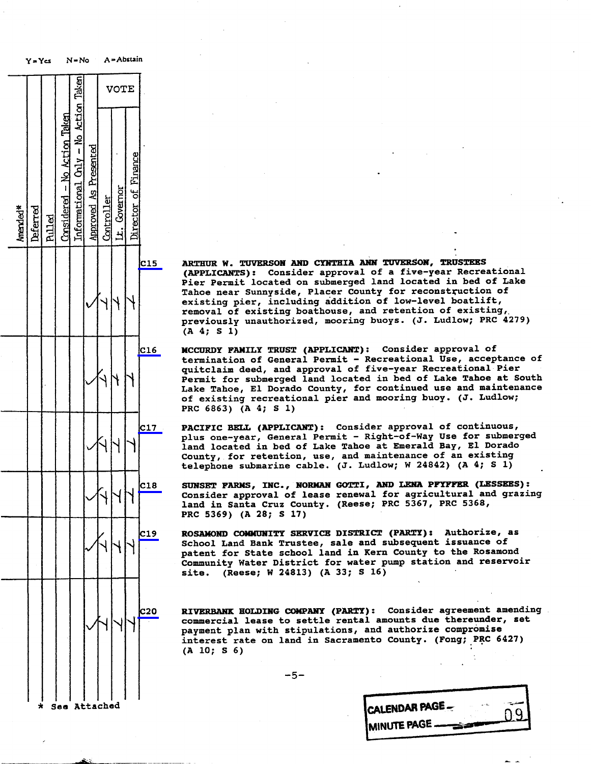Y=Yes N=No A=Abstain

| Amended* | Deferred | Pulled | Considered - No Action Taken | Informational Only - No Action Taken | Approved As Presented | VOTE: Controller | VOTE: Lt. Governor | VOTE: Director of Finance | Item | Description |
|---|---|---|---|---|---|---|---|---|---|---|
| | | | | | ✓ | Y | Y | Y | C15 | **ARTHUR W. TUVERSON AND CYNTHIA ANN TUVERSON, TRUSTEES (APPLICANTS):** Consider approval of a five-year Recreational Pier Permit located on submerged land located in bed of Lake Tahoe near Sunnyside, Placer County for reconstruction of existing pier, including addition of low-level boatlift, removal of existing boathouse, and retention of existing, previously unauthorized, mooring buoys. (J. Ludlow; PRC 4279) (A 4; S 1) |
| | | | | | ✓ | Y | Y | Y | C16 | **MCCURDY FAMILY TRUST (APPLICANT):** Consider approval of termination of General Permit - Recreational Use, acceptance of quitclaim deed, and approval of five-year Recreational Pier Permit for submerged land located in bed of Lake Tahoe at South Lake Tahoe, El Dorado County, for continued use and maintenance of existing recreational pier and mooring buoy. (J. Ludlow; PRC 6863) (A 4; S 1) |
| | | | | | ✓ | Y | Y | Y | C17 | **PACIFIC BELL (APPLICANT):** Consider approval of continuous, plus one-year, General Permit - Right-of-Way Use for submerged land located in bed of Lake Tahoe at Emerald Bay, El Dorado County, for retention, use, and maintenance of an existing telephone submarine cable. (J. Ludlow; W 24842) (A 4; S 1) |
| | | | | | ✓ | Y | Y | Y | C18 | **SUNSET FARMS, INC., NORMAN GOTTI, AND LENA PFYFFER (LESSEES):** Consider approval of lease renewal for agricultural and grazing land in Santa Cruz County. (Reese; PRC 5367, PRC 5368, PRC 5369) (A 28; S 17) |
| | | | | | ✓ | Y | Y | Y | C19 | **ROSAMOND COMMUNITY SERVICE DISTRICT (PARTY):** Authorize, as School Land Bank Trustee, sale and subsequent issuance of patent for State school land in Kern County to the Rosamond Community Water District for water pump station and reservoir site. (Reese; W 24813) (A 33; S 16) |
| | | | | | ✓ | Y | Y | Y | C20 | **RIVERBANK HOLDING COMPANY (PARTY):** Consider agreement amending commercial lease to settle rental amounts due thereunder, set payment plan with stipulations, and authorize compromise interest rate on land in Sacramento County. (Fong; PRC 6427) (A 10; S 6) |

\* See Attached

CALENDAR PAGE ____

MINUTE PAGE ____ 09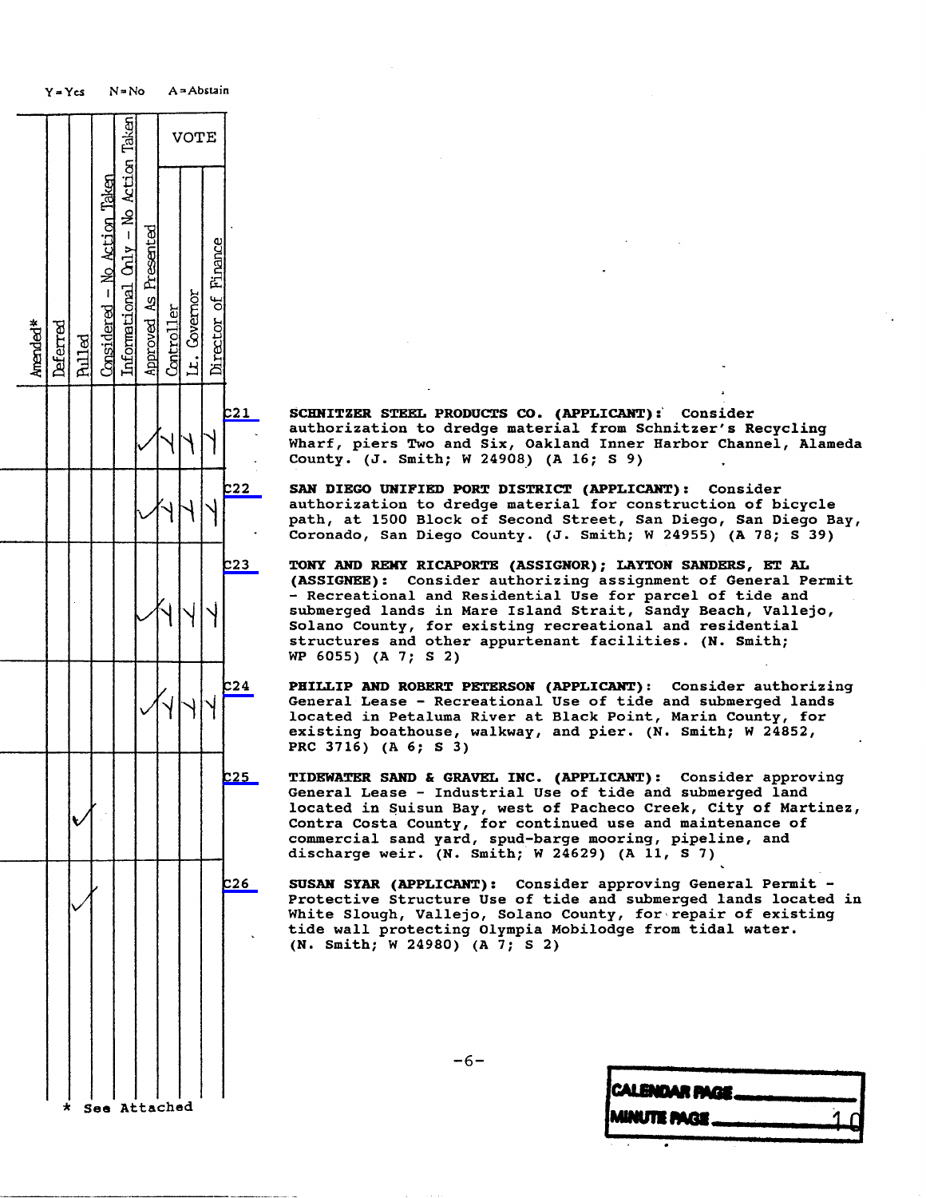Y = Yes  N = No  A = Abstain

| Amended* | Deferred | Pulled | Considered - No Action Taken | Informational Only - No Action Taken | Approved As Presented | VOTE: Controller | VOTE: Lt. Governor | VOTE: Director of Finance | Item | Description |
|---|---|---|---|---|---|---|---|---|---|---|
| | | | | | ✓ | Y | Y | Y | C21 | **SCHNITZER STEEL PRODUCTS CO. (APPLICANT):** Consider authorization to dredge material from Schnitzer's Recycling Wharf, piers Two and Six, Oakland Inner Harbor Channel, Alameda County. (J. Smith; W 24908) (A 16; S 9) |
| | | | | | ✓ | Y | Y | Y | C22 | **SAN DIEGO UNIFIED PORT DISTRICT (APPLICANT):** Consider authorization to dredge material for construction of bicycle path, at 1500 Block of Second Street, San Diego, San Diego Bay, Coronado, San Diego County. (J. Smith; W 24955) (A 78; S 39) |
| | | | | | ✓ | Y | Y | Y | C23 | **TONY AND REMY RICAPORTE (ASSIGNOR); LAYTON SANDERS, ET AL (ASSIGNEE):** Consider authorizing assignment of General Permit - Recreational and Residential Use for parcel of tide and submerged lands in Mare Island Strait, Sandy Beach, Vallejo, Solano County, for existing recreational and residential structures and other appurtenant facilities. (N. Smith; WP 6055) (A 7; S 2) |
| | | | | | ✓ | Y | Y | Y | C24 | **PHILLIP AND ROBERT PETERSON (APPLICANT):** Consider authorizing General Lease - Recreational Use of tide and submerged lands located in Petaluma River at Black Point, Marin County, for existing boathouse, walkway, and pier. (N. Smith; W 24852, PRC 3716) (A 6; S 3) |
| | | ✓ | | | | | | | C25 | **TIDEWATER SAND & GRAVEL INC. (APPLICANT):** Consider approving General Lease - Industrial Use of tide and submerged land located in Suisun Bay, west of Pacheco Creek, City of Martinez, Contra Costa County, for continued use and maintenance of commercial sand yard, spud-barge mooring, pipeline, and discharge weir. (N. Smith; W 24629) (A 11, S 7) |
| | | ✓ | | | | | | | C26 | **SUSAN SYAR (APPLICANT):** Consider approving General Permit - Protective Structure Use of tide and submerged lands located in White Slough, Vallejo, Solano County, for repair of existing tide wall protecting Olympia Mobilodge from tidal water. (N. Smith; W 24980) (A 7; S 2) |

\* See Attached

CALENDAR PAGE ______

MINUTE PAGE ______ 10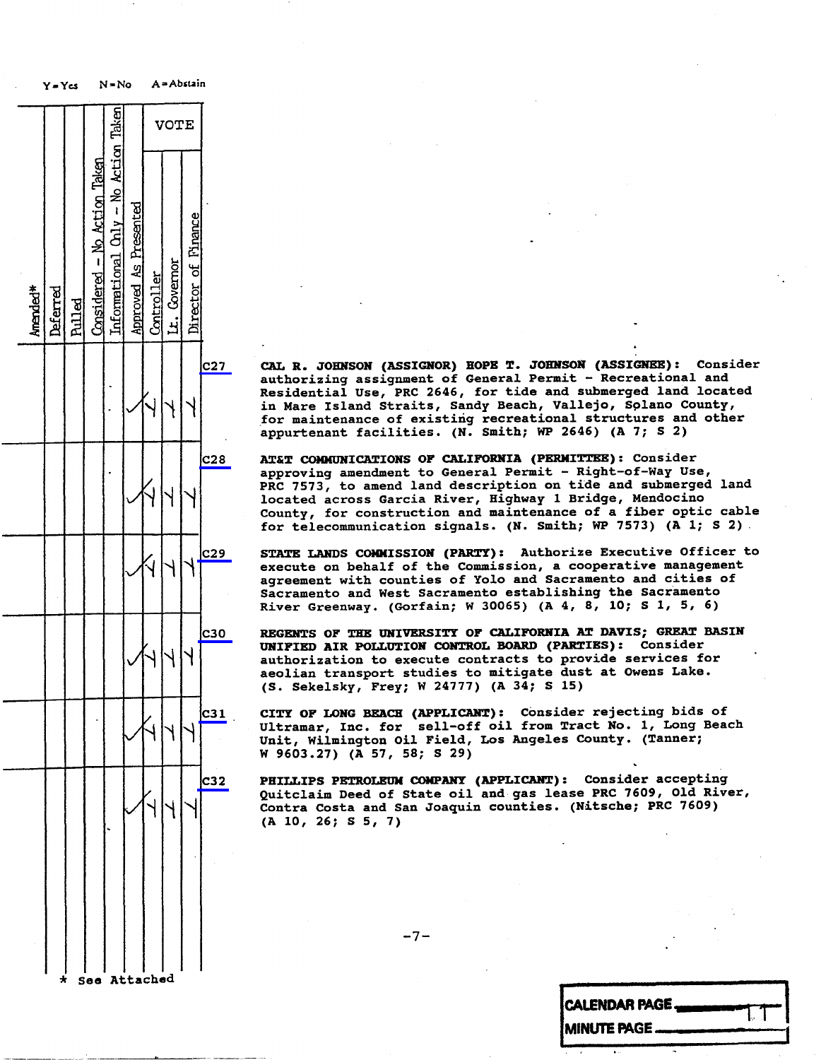Y = Yes N = No A = Abstain

| Amended* | Deferred | Pulled | Considered - No Action Taken | Informational Only - No Action Taken | Approved As Presented | VOTE | | | | |
|---|---|---|---|---|---|---|---|---|---|---|
| | | | | | | Controller | Lt. Governor | Director of Finance | | |
| | | | | | ✓ | Y | Y | Y | C27 | **CAL R. JOHNSON (ASSIGNOR) HOPE T. JOHNSON (ASSIGNEE):** Consider authorizing assignment of General Permit - Recreational and Residential Use, PRC 2646, for tide and submerged land located in Mare Island Straits, Sandy Beach, Vallejo, Solano County, for maintenance of existing recreational structures and other appurtenant facilities. (N. Smith; WP 2646) (A 7; S 2) |
| | | | | | ✓ | Y | Y | Y | C28 | **AT&T COMMUNICATIONS OF CALIFORNIA (PERMITTEE):** Consider approving amendment to General Permit - Right-of-Way Use, PRC 7573, to amend land description on tide and submerged land located across Garcia River, Highway 1 Bridge, Mendocino County, for construction and maintenance of a fiber optic cable for telecommunication signals. (N. Smith; WP 7573) (A 1; S 2) |
| | | | | | ✓ | Y | Y | Y | C29 | **STATE LANDS COMMISSION (PARTY):** Authorize Executive Officer to execute on behalf of the Commission, a cooperative management agreement with counties of Yolo and Sacramento and cities of Sacramento and West Sacramento establishing the Sacramento River Greenway. (Gorfain; W 30065) (A 4, 8, 10; S 1, 5, 6) |
| | | | | | ✓ | Y | Y | Y | C30 | **REGENTS OF THE UNIVERSITY OF CALIFORNIA AT DAVIS; GREAT BASIN UNIFIED AIR POLLUTION CONTROL BOARD (PARTIES):** Consider authorization to execute contracts to provide services for aeolian transport studies to mitigate dust at Owens Lake. (S. Sekelsky, Frey; W 24777) (A 34; S 15) |
| | | | | | ✓ | Y | Y | Y | C31 | **CITY OF LONG BEACH (APPLICANT):** Consider rejecting bids of Ultramar, Inc. for sell-off oil from Tract No. 1, Long Beach Unit, Wilmington Oil Field, Los Angeles County. (Tanner; W 9603.27) (A 57, 58; S 29) |
| | | | | | ✓ | Y | Y | Y | C32 | **PHILLIPS PETROLEUM COMPANY (APPLICANT):** Consider accepting Quitclaim Deed of State oil and gas lease PRC 7609, Old River, Contra Costa and San Joaquin counties. (Nitsche; PRC 7609) (A 10, 26; S 5, 7) |

\* See Attached

CALENDAR PAGE
MINUTE PAGE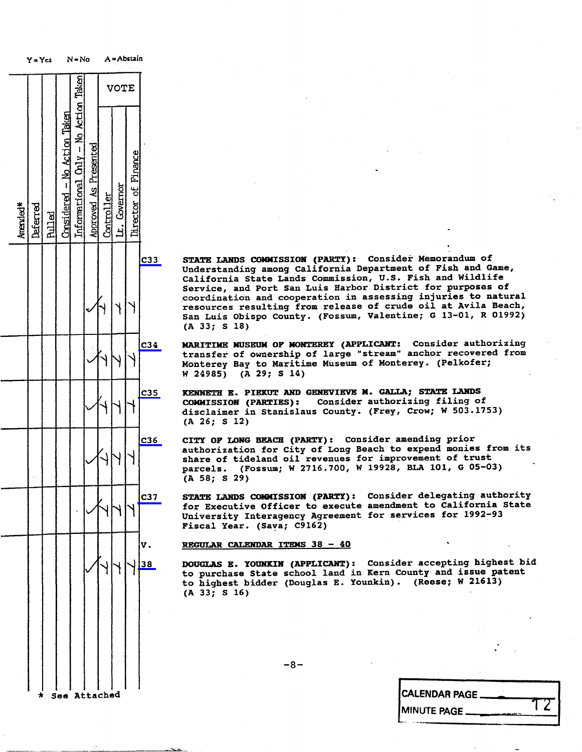Y = Yes N = No A = Abstain

| Amended* | Deferred | Pulled | Considered - No Action Taken | Informational Only - No Action Taken | Approved As Presented | VOTE: Controller | VOTE: Lt. Governor | VOTE: Director of Finance | Item | Description |
|---|---|---|---|---|---|---|---|---|---|---|
| | | | | | ✓ | Y | Y | Y | C33 | **STATE LANDS COMMISSION (PARTY):** Consider Memorandum of Understanding among California Department of Fish and Game, California State Lands Commission, U.S. Fish and Wildlife Service, and Port San Luis Harbor District for purposes of coordination and cooperation in assessing injuries to natural resources resulting from release of crude oil at Avila Beach, San Luis Obispo County. (Fossum, Valentine; G 13-01, R 01992) (A 33; S 18) |
| | | | | | ✓ | Y | Y | Y | C34 | **MARITIME MUSEUM OF MONTEREY (APPLICANT:** Consider authorizing transfer of ownership of large "stream" anchor recovered from Monterey Bay to Maritime Museum of Monterey. (Pelkofer; W 24985) (A 29; S 14) |
| | | | | | ✓ | Y | Y | Y | C35 | **KENNETH E. PIEKUT AND GENEVIEVE M. GALLA; STATE LANDS COMMISSION (PARTIES):** Consider authorizing filing of disclaimer in Stanislaus County. (Frey, Crow; W 503.1753) (A 26; S 12) |
| | | | | | ✓ | Y | Y | Y | C36 | **CITY OF LONG BEACH (PARTY):** Consider amending prior authorization for City of Long Beach to expend monies from its share of tideland oil revenues for improvement of trust parcels. (Fossum; W 2716.700, W 19928, BLA 101, G 05-03) (A 58; S 29) |
| | | | | | ✓ | Y | Y | Y | C37 | **STATE LANDS COMMISSION (PARTY):** Consider delegating authority for Executive Officer to execute amendment to California State University Interagency Agreement for services for 1992-93 Fiscal Year. (Sava; C9162) |
| | | | | | | | | | V. | **REGULAR CALENDAR ITEMS 38 - 40** |
| | | | | | ✓ | Y | Y | Y | 38 | **DOUGLAS E. YOUNKIN (APPLICANT):** Consider accepting highest bid to purchase State school land in Kern County and issue patent to highest bidder (Douglas E. Younkin). (Reese; W 21613) (A 33; S 16) |

\* See Attached

CALENDAR PAGE

MINUTE PAGE 12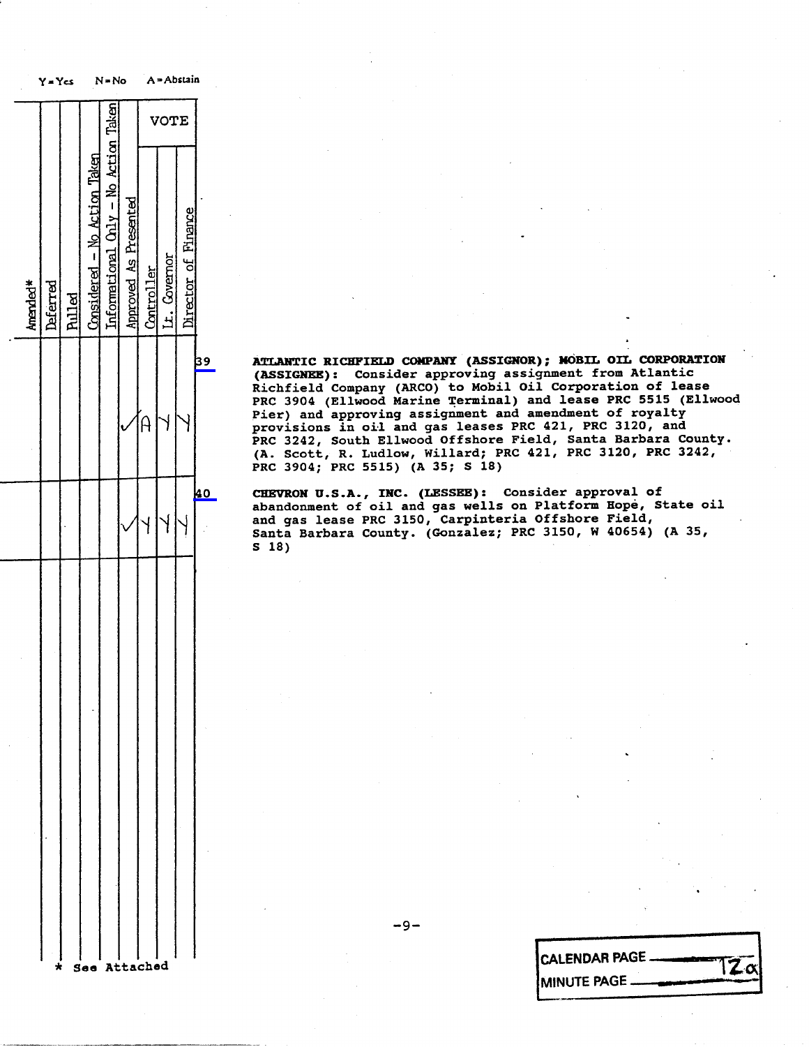Y = Yes N = No A = Abstain

| Amended* | Deferred | Pulled | Considered – No Action Taken | Informational Only – No Action Taken | Approved As Presented | VOTE Controller | Lt. Governor | Director of Finance | Item | |
|---|---|---|---|---|---|---|---|---|---|---|
| | | | | | ✓ | A | Y | Y | 39 | **ATLANTIC RICHFIELD COMPANY (ASSIGNOR); MOBIL OIL CORPORATION (ASSIGNEE):** Consider approving assignment from Atlantic Richfield Company (ARCO) to Mobil Oil Corporation of lease PRC 3904 (Ellwood Marine Terminal) and lease PRC 5515 (Ellwood Pier) and approving assignment and amendment of royalty provisions in oil and gas leases PRC 421, PRC 3120, and PRC 3242, South Ellwood Offshore Field, Santa Barbara County. (A. Scott, R. Ludlow, Willard; PRC 421, PRC 3120, PRC 3242, PRC 3904; PRC 5515) (A 35; S 18) |
| | | | | | ✓ | Y | Y | Y | 40 | **CHEVRON U.S.A., INC. (LESSEE):** Consider approval of abandonment of oil and gas wells on Platform Hope, State oil and gas lease PRC 3150, Carpinteria Offshore Field, Santa Barbara County. (Gonzalez; PRC 3150, W 40654) (A 35, S 18) |

\* See Attached

CALENDAR PAGE ____
MINUTE PAGE ____ 12a